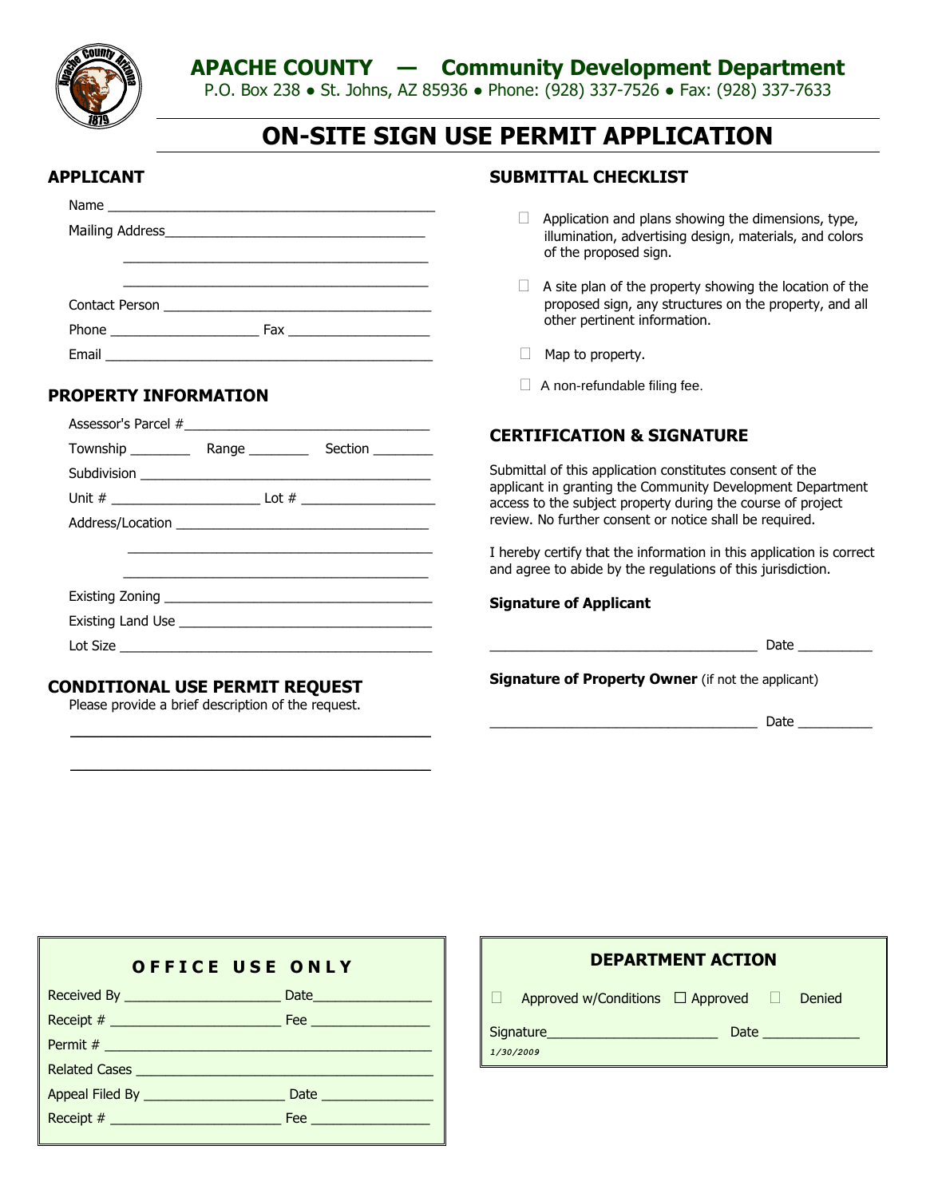# APACHE COUNTY — Community Development Department

P.O. Box 238 ● St. Johns, AZ 85936 ● Phone: (928) 337-7526 ● Fax: (928) 337-7633

# ON-SITE SIGN USE PERMIT APPLICATION

## APPLICANT

Name ___________________________________________

Mailing Address___________________________________

_________________________________________

_________________________________________

Contact Person ____________________________________

Phone ____________________ Fax ___________________

Email ___________________________________________

## PROPERTY INFORMATION

Assessor's Parcel #________________________________

Township ________ Range ________ Section ________

Subdivision ______________________________________

Unit # ____________________ Lot # __________________

Address/Location __________________________________

_________________________________________

_________________________________________

Existing Zoning ____________________________________

Existing Land Use __________________________________

Lot Size _________________________________________

## CONDITIONAL USE PERMIT REQUEST

Please provide a brief description of the request.

_________________________________________

_________________________________________

## SUBMITTAL CHECKLIST

- ☐ Application and plans showing the dimensions, type, illumination, advertising design, materials, and colors of the proposed sign.
- ☐ A site plan of the property showing the location of the proposed sign, any structures on the property, and all other pertinent information.
- ☐ Map to property.
- ☐ A non-refundable filing fee.

## CERTIFICATION & SIGNATURE

Submittal of this application constitutes consent of the applicant in granting the Community Development Department access to the subject property during the course of project review. No further consent or notice shall be required.

I hereby certify that the information in this application is correct and agree to abide by the regulations of this jurisdiction.

**Signature of Applicant**

____________________________________ Date __________

**Signature of Property Owner** (if not the applicant)

____________________________________ Date __________

## OFFICE USE ONLY

Received By ____________________ Date________________

Receipt # ______________________ Fee ________________

Permit # ______________________________________________

Related Cases __________________________________________

Appeal Filed By __________________ Date _______________

Receipt # ______________________ Fee ________________

## DEPARTMENT ACTION

☐ Approved w/Conditions ☐ Approved ☐ Denied

Signature_______________________ Date ______________

*1/30/2009*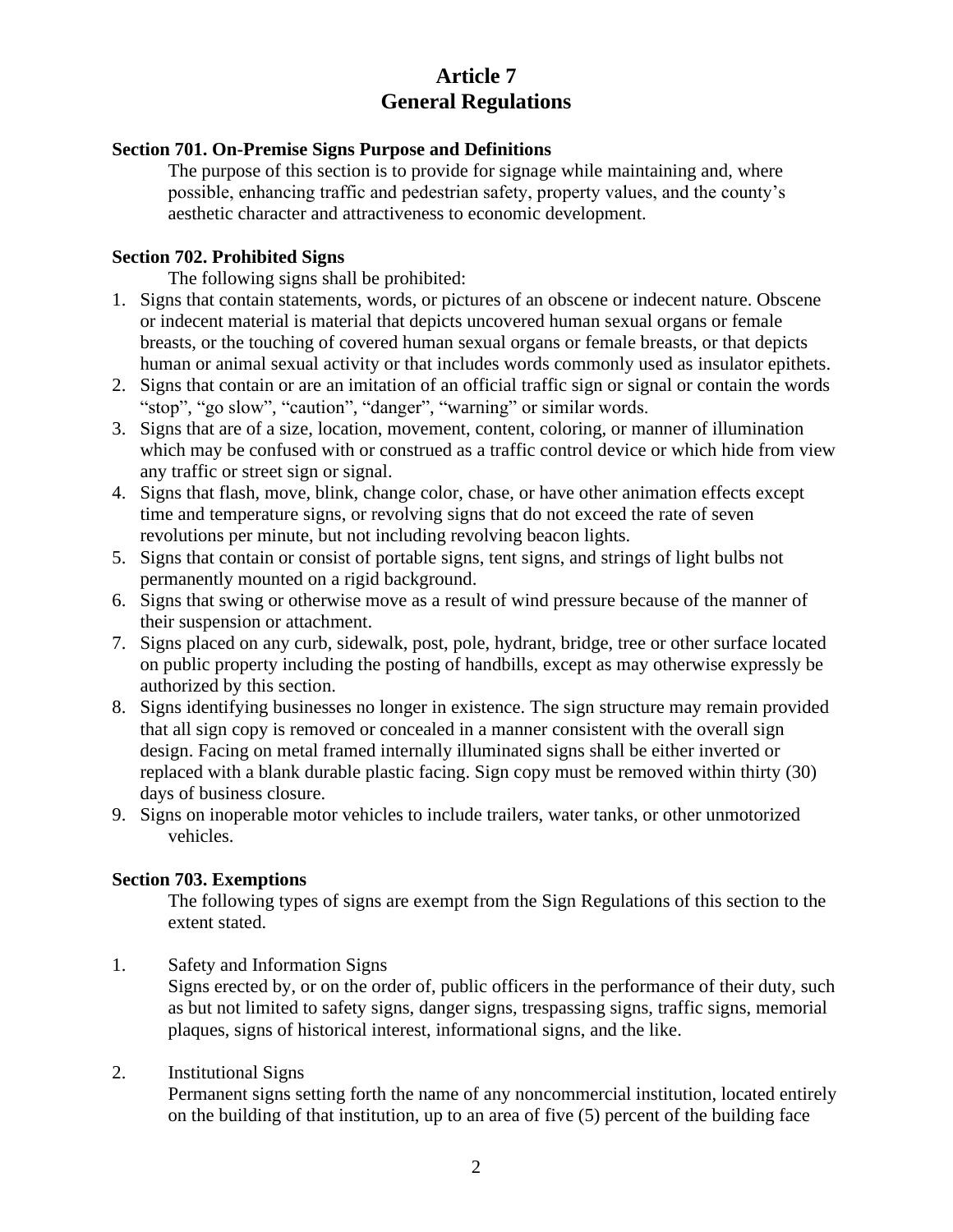# Article 7
# General Regulations

### Section 701. On-Premise Signs Purpose and Definitions

The purpose of this section is to provide for signage while maintaining and, where possible, enhancing traffic and pedestrian safety, property values, and the county's aesthetic character and attractiveness to economic development.

### Section 702. Prohibited Signs

The following signs shall be prohibited:

1. Signs that contain statements, words, or pictures of an obscene or indecent nature. Obscene or indecent material is material that depicts uncovered human sexual organs or female breasts, or the touching of covered human sexual organs or female breasts, or that depicts human or animal sexual activity or that includes words commonly used as insulator epithets.
2. Signs that contain or are an imitation of an official traffic sign or signal or contain the words "stop", "go slow", "caution", "danger", "warning" or similar words.
3. Signs that are of a size, location, movement, content, coloring, or manner of illumination which may be confused with or construed as a traffic control device or which hide from view any traffic or street sign or signal.
4. Signs that flash, move, blink, change color, chase, or have other animation effects except time and temperature signs, or revolving signs that do not exceed the rate of seven revolutions per minute, but not including revolving beacon lights.
5. Signs that contain or consist of portable signs, tent signs, and strings of light bulbs not permanently mounted on a rigid background.
6. Signs that swing or otherwise move as a result of wind pressure because of the manner of their suspension or attachment.
7. Signs placed on any curb, sidewalk, post, pole, hydrant, bridge, tree or other surface located on public property including the posting of handbills, except as may otherwise expressly be authorized by this section.
8. Signs identifying businesses no longer in existence. The sign structure may remain provided that all sign copy is removed or concealed in a manner consistent with the overall sign design. Facing on metal framed internally illuminated signs shall be either inverted or replaced with a blank durable plastic facing. Sign copy must be removed within thirty (30) days of business closure.
9. Signs on inoperable motor vehicles to include trailers, water tanks, or other unmotorized vehicles.

### Section 703. Exemptions

The following types of signs are exempt from the Sign Regulations of this section to the extent stated.

1. Safety and Information Signs

   Signs erected by, or on the order of, public officers in the performance of their duty, such as but not limited to safety signs, danger signs, trespassing signs, traffic signs, memorial plaques, signs of historical interest, informational signs, and the like.

2. Institutional Signs

   Permanent signs setting forth the name of any noncommercial institution, located entirely on the building of that institution, up to an area of five (5) percent of the building face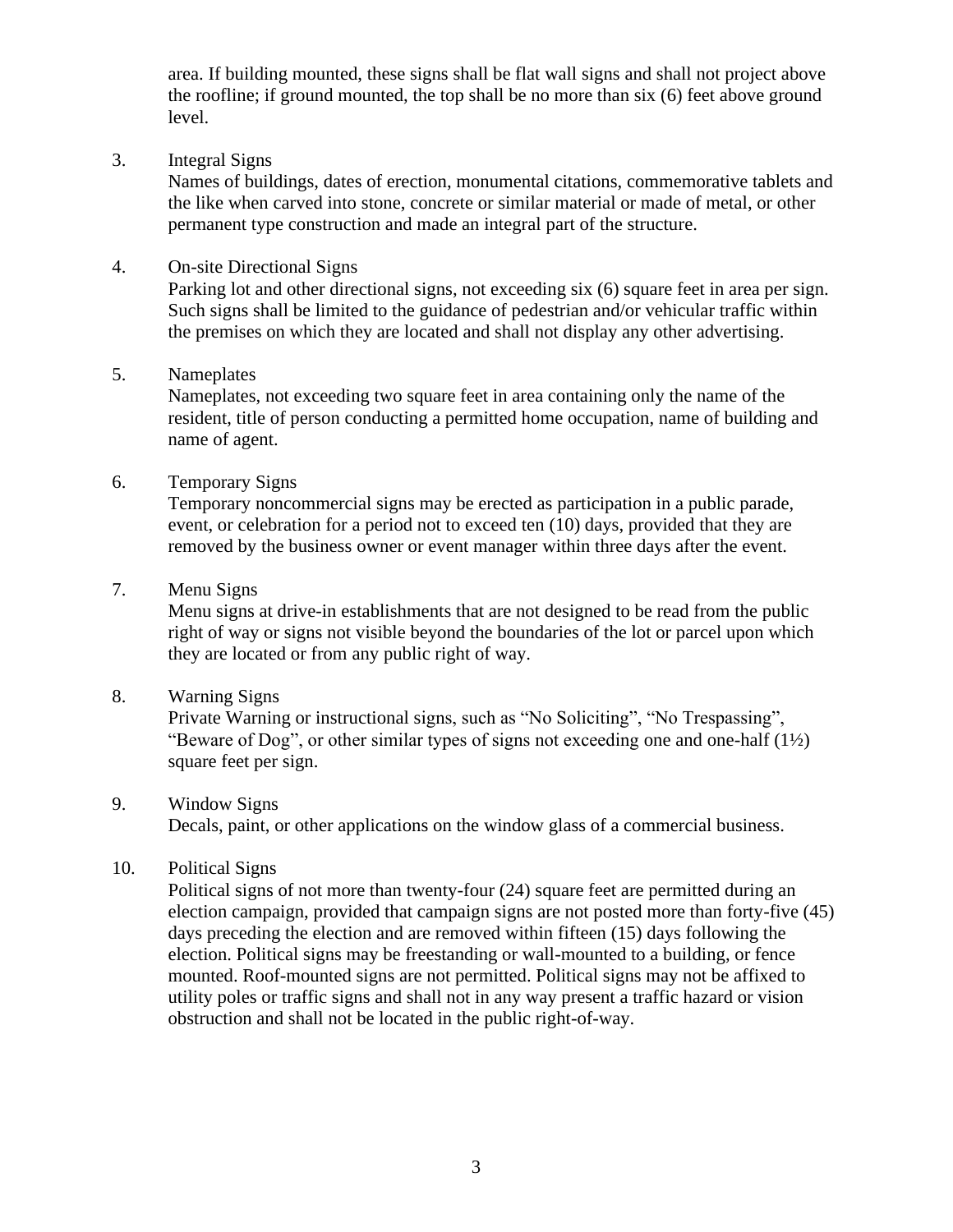area. If building mounted, these signs shall be flat wall signs and shall not project above the roofline; if ground mounted, the top shall be no more than six (6) feet above ground level.

3. Integral Signs

   Names of buildings, dates of erection, monumental citations, commemorative tablets and the like when carved into stone, concrete or similar material or made of metal, or other permanent type construction and made an integral part of the structure.

4. On-site Directional Signs

   Parking lot and other directional signs, not exceeding six (6) square feet in area per sign. Such signs shall be limited to the guidance of pedestrian and/or vehicular traffic within the premises on which they are located and shall not display any other advertising.

5. Nameplates

   Nameplates, not exceeding two square feet in area containing only the name of the resident, title of person conducting a permitted home occupation, name of building and name of agent.

6. Temporary Signs

   Temporary noncommercial signs may be erected as participation in a public parade, event, or celebration for a period not to exceed ten (10) days, provided that they are removed by the business owner or event manager within three days after the event.

7. Menu Signs

   Menu signs at drive-in establishments that are not designed to be read from the public right of way or signs not visible beyond the boundaries of the lot or parcel upon which they are located or from any public right of way.

8. Warning Signs

   Private Warning or instructional signs, such as "No Soliciting", "No Trespassing", "Beware of Dog", or other similar types of signs not exceeding one and one-half (1½) square feet per sign.

9. Window Signs

   Decals, paint, or other applications on the window glass of a commercial business.

10. Political Signs

    Political signs of not more than twenty-four (24) square feet are permitted during an election campaign, provided that campaign signs are not posted more than forty-five (45) days preceding the election and are removed within fifteen (15) days following the election. Political signs may be freestanding or wall-mounted to a building, or fence mounted. Roof-mounted signs are not permitted. Political signs may not be affixed to utility poles or traffic signs and shall not in any way present a traffic hazard or vision obstruction and shall not be located in the public right-of-way.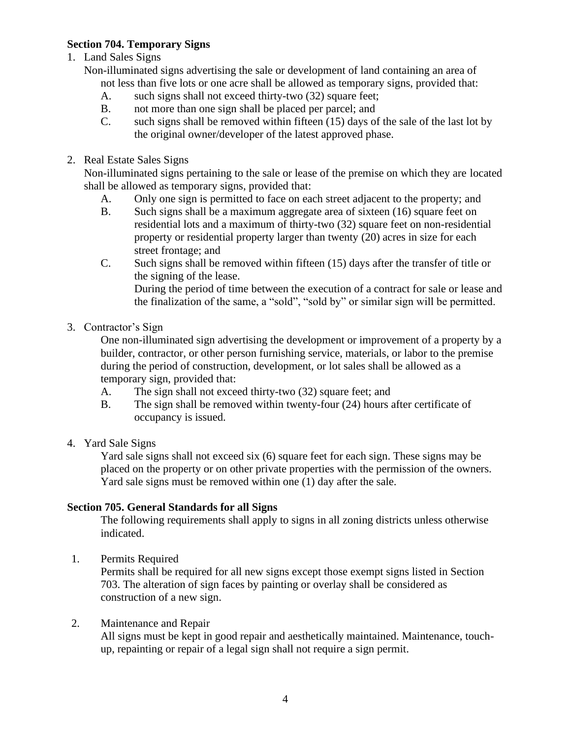### Section 704. Temporary Signs

1. Land Sales Signs

   Non-illuminated signs advertising the sale or development of land containing an area of not less than five lots or one acre shall be allowed as temporary signs, provided that:

   A. such signs shall not exceed thirty-two (32) square feet;

   B. not more than one sign shall be placed per parcel; and

   C. such signs shall be removed within fifteen (15) days of the sale of the last lot by the original owner/developer of the latest approved phase.

2. Real Estate Sales Signs

   Non-illuminated signs pertaining to the sale or lease of the premise on which they are located shall be allowed as temporary signs, provided that:

   A. Only one sign is permitted to face on each street adjacent to the property; and

   B. Such signs shall be a maximum aggregate area of sixteen (16) square feet on residential lots and a maximum of thirty-two (32) square feet on non-residential property or residential property larger than twenty (20) acres in size for each street frontage; and

   C. Such signs shall be removed within fifteen (15) days after the transfer of title or the signing of the lease.

      During the period of time between the execution of a contract for sale or lease and the finalization of the same, a "sold", "sold by" or similar sign will be permitted.

3. Contractor's Sign

   One non-illuminated sign advertising the development or improvement of a property by a builder, contractor, or other person furnishing service, materials, or labor to the premise during the period of construction, development, or lot sales shall be allowed as a temporary sign, provided that:

   A. The sign shall not exceed thirty-two (32) square feet; and

   B. The sign shall be removed within twenty-four (24) hours after certificate of occupancy is issued.

4. Yard Sale Signs

   Yard sale signs shall not exceed six (6) square feet for each sign. These signs may be placed on the property or on other private properties with the permission of the owners. Yard sale signs must be removed within one (1) day after the sale.

### Section 705. General Standards for all Signs

The following requirements shall apply to signs in all zoning districts unless otherwise indicated.

1. Permits Required

   Permits shall be required for all new signs except those exempt signs listed in Section 703. The alteration of sign faces by painting or overlay shall be considered as construction of a new sign.

2. Maintenance and Repair

   All signs must be kept in good repair and aesthetically maintained. Maintenance, touch-up, repainting or repair of a legal sign shall not require a sign permit.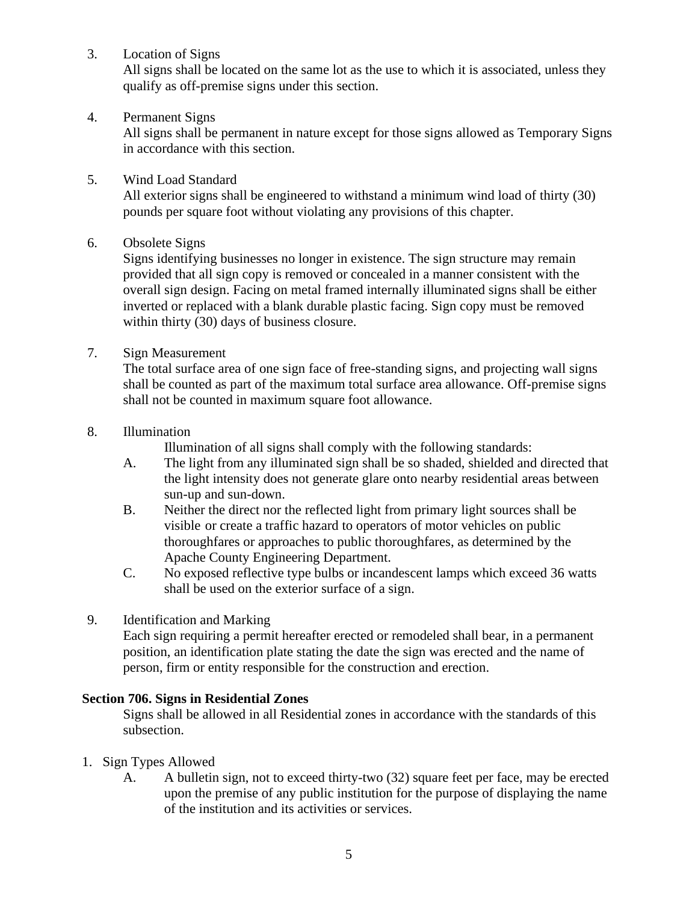3. Location of Signs

   All signs shall be located on the same lot as the use to which it is associated, unless they qualify as off-premise signs under this section.

4. Permanent Signs

   All signs shall be permanent in nature except for those signs allowed as Temporary Signs in accordance with this section.

5. Wind Load Standard

   All exterior signs shall be engineered to withstand a minimum wind load of thirty (30) pounds per square foot without violating any provisions of this chapter.

6. Obsolete Signs

   Signs identifying businesses no longer in existence. The sign structure may remain provided that all sign copy is removed or concealed in a manner consistent with the overall sign design. Facing on metal framed internally illuminated signs shall be either inverted or replaced with a blank durable plastic facing. Sign copy must be removed within thirty (30) days of business closure.

7. Sign Measurement

   The total surface area of one sign face of free-standing signs, and projecting wall signs shall be counted as part of the maximum total surface area allowance. Off-premise signs shall not be counted in maximum square foot allowance.

8. Illumination

   Illumination of all signs shall comply with the following standards:

   A. The light from any illuminated sign shall be so shaded, shielded and directed that the light intensity does not generate glare onto nearby residential areas between sun-up and sun-down.

   B. Neither the direct nor the reflected light from primary light sources shall be visible or create a traffic hazard to operators of motor vehicles on public thoroughfares or approaches to public thoroughfares, as determined by the Apache County Engineering Department.

   C. No exposed reflective type bulbs or incandescent lamps which exceed 36 watts shall be used on the exterior surface of a sign.

9. Identification and Marking

   Each sign requiring a permit hereafter erected or remodeled shall bear, in a permanent position, an identification plate stating the date the sign was erected and the name of person, firm or entity responsible for the construction and erection.

**Section 706. Signs in Residential Zones**

Signs shall be allowed in all Residential zones in accordance with the standards of this subsection.

1. Sign Types Allowed

   A. A bulletin sign, not to exceed thirty-two (32) square feet per face, may be erected upon the premise of any public institution for the purpose of displaying the name of the institution and its activities or services.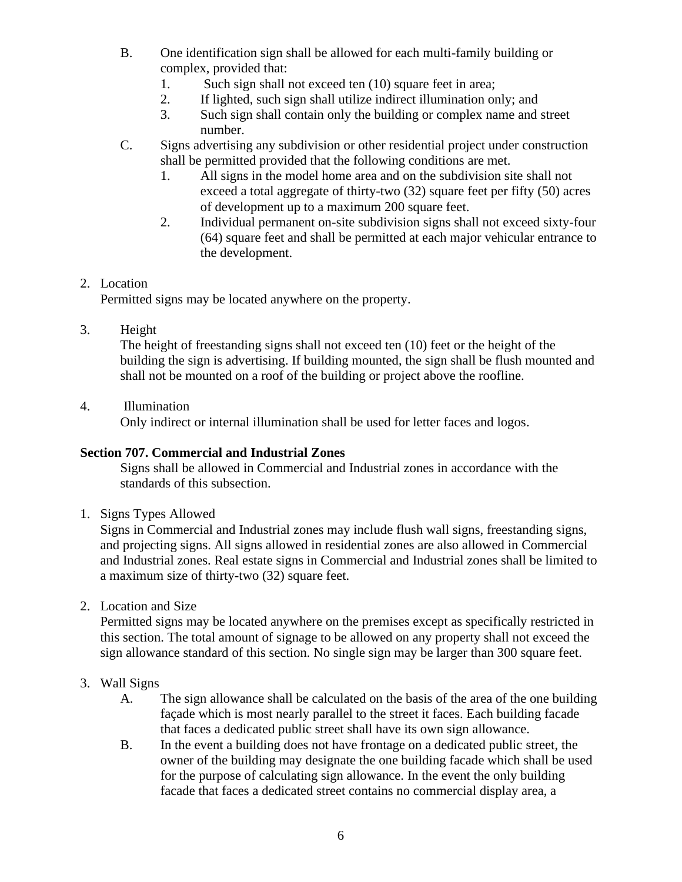B. One identification sign shall be allowed for each multi-family building or complex, provided that:
   1. Such sign shall not exceed ten (10) square feet in area;
   2. If lighted, such sign shall utilize indirect illumination only; and
   3. Such sign shall contain only the building or complex name and street number.

C. Signs advertising any subdivision or other residential project under construction shall be permitted provided that the following conditions are met.
   1. All signs in the model home area and on the subdivision site shall not exceed a total aggregate of thirty-two (32) square feet per fifty (50) acres of development up to a maximum 200 square feet.
   2. Individual permanent on-site subdivision signs shall not exceed sixty-four (64) square feet and shall be permitted at each major vehicular entrance to the development.

2. Location

   Permitted signs may be located anywhere on the property.

3. Height

   The height of freestanding signs shall not exceed ten (10) feet or the height of the building the sign is advertising. If building mounted, the sign shall be flush mounted and shall not be mounted on a roof of the building or project above the roofline.

4. Illumination

   Only indirect or internal illumination shall be used for letter faces and logos.

**Section 707. Commercial and Industrial Zones**

Signs shall be allowed in Commercial and Industrial zones in accordance with the standards of this subsection.

1. Signs Types Allowed

   Signs in Commercial and Industrial zones may include flush wall signs, freestanding signs, and projecting signs. All signs allowed in residential zones are also allowed in Commercial and Industrial zones. Real estate signs in Commercial and Industrial zones shall be limited to a maximum size of thirty-two (32) square feet.

2. Location and Size

   Permitted signs may be located anywhere on the premises except as specifically restricted in this section. The total amount of signage to be allowed on any property shall not exceed the sign allowance standard of this section. No single sign may be larger than 300 square feet.

3. Wall Signs
   A. The sign allowance shall be calculated on the basis of the area of the one building façade which is most nearly parallel to the street it faces. Each building facade that faces a dedicated public street shall have its own sign allowance.
   B. In the event a building does not have frontage on a dedicated public street, the owner of the building may designate the one building facade which shall be used for the purpose of calculating sign allowance. In the event the only building facade that faces a dedicated street contains no commercial display area, a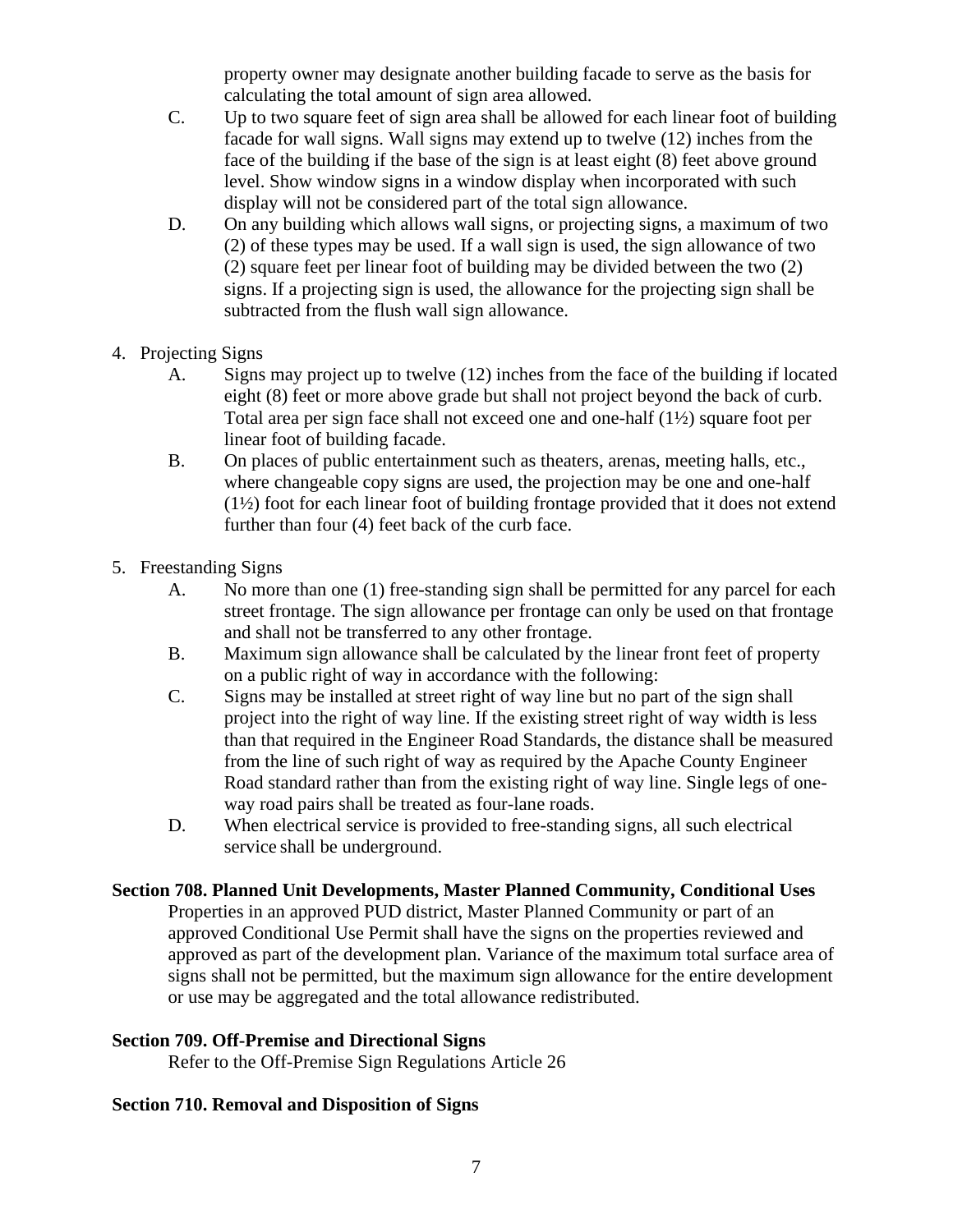property owner may designate another building facade to serve as the basis for calculating the total amount of sign area allowed.

C. Up to two square feet of sign area shall be allowed for each linear foot of building facade for wall signs. Wall signs may extend up to twelve (12) inches from the face of the building if the base of the sign is at least eight (8) feet above ground level. Show window signs in a window display when incorporated with such display will not be considered part of the total sign allowance.

D. On any building which allows wall signs, or projecting signs, a maximum of two (2) of these types may be used. If a wall sign is used, the sign allowance of two (2) square feet per linear foot of building may be divided between the two (2) signs. If a projecting sign is used, the allowance for the projecting sign shall be subtracted from the flush wall sign allowance.

4. Projecting Signs

   A. Signs may project up to twelve (12) inches from the face of the building if located eight (8) feet or more above grade but shall not project beyond the back of curb. Total area per sign face shall not exceed one and one-half (1½) square foot per linear foot of building facade.

   B. On places of public entertainment such as theaters, arenas, meeting halls, etc., where changeable copy signs are used, the projection may be one and one-half (1½) foot for each linear foot of building frontage provided that it does not extend further than four (4) feet back of the curb face.

5. Freestanding Signs

   A. No more than one (1) free-standing sign shall be permitted for any parcel for each street frontage. The sign allowance per frontage can only be used on that frontage and shall not be transferred to any other frontage.

   B. Maximum sign allowance shall be calculated by the linear front feet of property on a public right of way in accordance with the following:

   C. Signs may be installed at street right of way line but no part of the sign shall project into the right of way line. If the existing street right of way width is less than that required in the Engineer Road Standards, the distance shall be measured from the line of such right of way as required by the Apache County Engineer Road standard rather than from the existing right of way line. Single legs of one-way road pairs shall be treated as four-lane roads.

   D. When electrical service is provided to free-standing signs, all such electrical service shall be underground.

**Section 708. Planned Unit Developments, Master Planned Community, Conditional Uses**

Properties in an approved PUD district, Master Planned Community or part of an approved Conditional Use Permit shall have the signs on the properties reviewed and approved as part of the development plan. Variance of the maximum total surface area of signs shall not be permitted, but the maximum sign allowance for the entire development or use may be aggregated and the total allowance redistributed.

**Section 709. Off-Premise and Directional Signs**

Refer to the Off-Premise Sign Regulations Article 26

**Section 710. Removal and Disposition of Signs**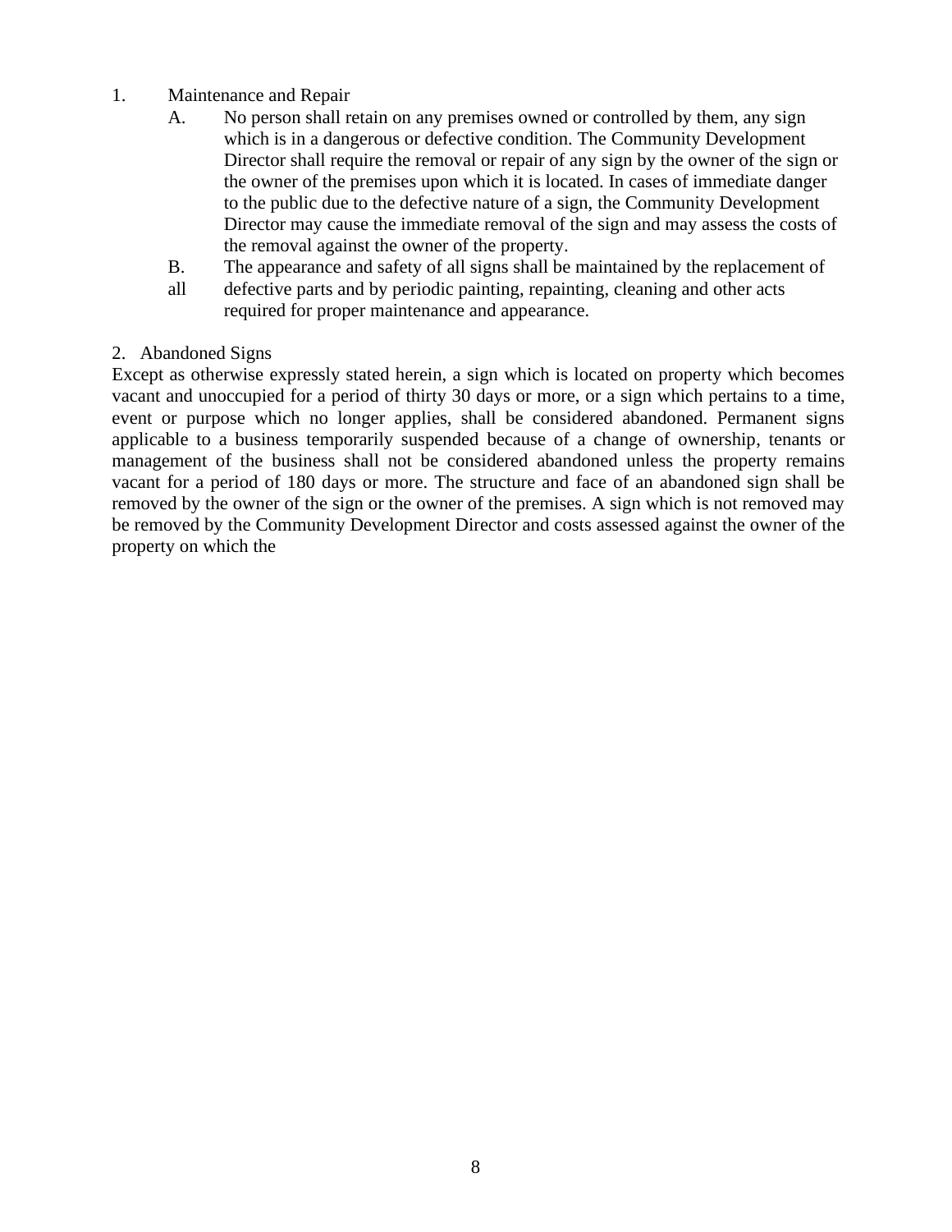1. Maintenance and Repair
   - A. No person shall retain on any premises owned or controlled by them, any sign which is in a dangerous or defective condition. The Community Development Director shall require the removal or repair of any sign by the owner of the sign or the owner of the premises upon which it is located. In cases of immediate danger to the public due to the defective nature of a sign, the Community Development Director may cause the immediate removal of the sign and may assess the costs of the removal against the owner of the property.
   - B. The appearance and safety of all signs shall be maintained by the replacement of all defective parts and by periodic painting, repainting, cleaning and other acts required for proper maintenance and appearance.

2. Abandoned Signs

Except as otherwise expressly stated herein, a sign which is located on property which becomes vacant and unoccupied for a period of thirty 30 days or more, or a sign which pertains to a time, event or purpose which no longer applies, shall be considered abandoned. Permanent signs applicable to a business temporarily suspended because of a change of ownership, tenants or management of the business shall not be considered abandoned unless the property remains vacant for a period of 180 days or more. The structure and face of an abandoned sign shall be removed by the owner of the sign or the owner of the premises. A sign which is not removed may be removed by the Community Development Director and costs assessed against the owner of the property on which the